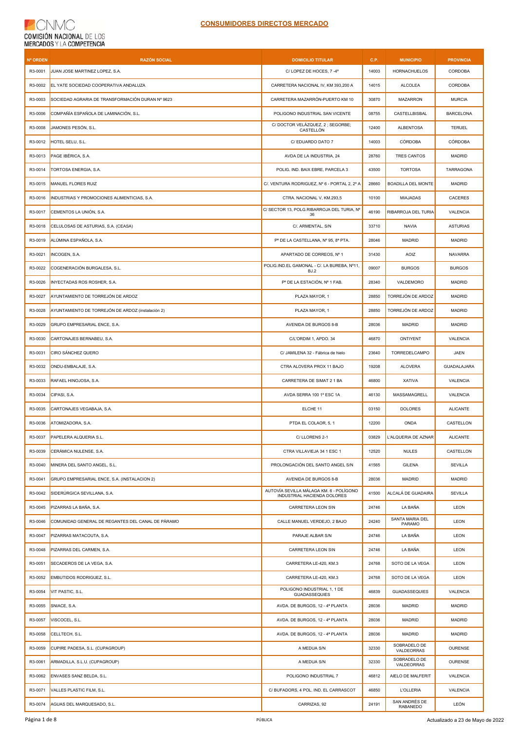CNMC
COMISIÓN NACIONAL DE LOS MERCADOS Y LA COMPETENCIA

## CONSUMIDORES DIRECTOS MERCADO

| Nº ORDEN | RAZÓN SOCIAL | DOMICILIO TITULAR | C.P. | MUNICIPIO | PROVINCIA |
|---|---|---|---|---|---|
| R3-0001 | JUAN JOSE MARTINEZ LOPEZ, S.A. | C/ LOPEZ DE HOCES, 7 -4º | 14003 | HORNACHUELOS | CORDOBA |
| R3-0002 | EL YATE SOCIEDAD COOPERATIVA ANDALUZA | CARRETERA NACIONAL IV, KM 393,200 A | 14015 | ALCOLEA | CORDOBA |
| R3-0003 | SOCIEDAD AGRARIA DE TRANSFORMACIÓN DURAN Nº 9623 | CARRETERA MAZARRÓN-PUERTO KM 10 | 30870 | MAZARRON | MURCIA |
| R3-0006 | COMPAÑÍA ESPAÑOLA DE LAMINACIÓN, S.L. | POLIGONO INDUSTRIAL SAN VICENTE | 08755 | CASTELLBISBAL | BARCELONA |
| R3-0008 | JAMONES PESÓN, S.L. | C/ DOCTOR VELÁZQUEZ, 2 ; SEGORBE; CASTELLÓN | 12400 | ALBENTOSA | TERUEL |
| R3-0012 | HOTEL SELU, S.L. | C/ EDUARDO DATO 7 | 14003 | CÓRDOBA | CÓRDOBA |
| R3-0013 | PAGE IBÉRICA, S.A. | AVDA DE LA INDUSTRIA, 24 | 28760 | TRES CANTOS | MADRID |
| R3-0014 | TORTOSA ENERGIA, S.A. | POLIG. IND. BAIX EBRE, PARCELA 3 | 43500 | TORTOSA | TARRAGONA |
| R3-0015 | MANUEL FLORES RUIZ | C/. VENTURA RODRIGUEZ, Nº 6 - PORTAL 2, 2º A | 28660 | BOADILLA DEL MONTE | MADRID |
| R3-0016 | INDUSTRIAS Y PROMOCIONES ALIMENTICIAS, S.A. | CTRA. NACIONAL V, KM.293,5 | 10100 | MIAJADAS | CACERES |
| R3-0017 | CEMENTOS LA UNIÓN, S.A. | C/ SECTOR 13, POLG.RIBARROJA DEL TURIA, Nº 36 | 46190 | RIBARROJA DEL TURIA | VALENCIA |
| R3-0018 | CELULOSAS DE ASTURIAS, S.A. (CEASA) | C/. ARMENTAL, S/N | 33710 | NAVIA | ASTURIAS |
| R3-0019 | ALÚMINA ESPAÑOLA, S.A. | Pº DE LA CASTELLANA, Nº 95, 8ª PTA. | 28046 | MADRID | MADRID |
| R3-0021 | INCOGEN, S.A. | APARTADO DE CORREOS, Nº 1 | 31430 | AOIZ | NAVARRA |
| R3-0022 | COGENERACIÓN BURGALESA, S.L. | POLIG.IND.EL GAMONAL - C/. LA BUREBA, Nº11, BJ.2 | 09007 | BURGOS | BURGOS |
| R3-0026 | INYECTADAS ROS ROSHER, S.A. | Pº DE LA ESTACIÓN, Nº 1 FAB. | 28340 | VALDEMORO | MADRID |
| R3-0027 | AYUNTAMIENTO DE TORREJÓN DE ARDOZ | PLAZA MAYOR, 1 | 28850 | TORREJÓN DE ARDOZ | MADRID |
| R3-0028 | AYUNTAMIENTO DE TORREJÓN DE ARDOZ (instalación 2) | PLAZA MAYOR, 1 | 28850 | TORREJÓN DE ARDOZ | MADRID |
| R3-0029 | GRUPO EMPRESARIAL ENCE, S.A. | AVENIDA DE BURGOS 8-B | 28036 | MADRID | MADRID |
| R3-0030 | CARTONAJES BERNABEU, S.A. | C/L'ORDIM 1, APDO. 34 | 46870 | ONTIYENT | VALENCIA |
| R3-0031 | CIRO SÁNCHEZ QUERO | C/ JAMILENA 32 - Fábrica de hielo | 23640 | TORREDELCAMPO | JAEN |
| R3-0032 | ONDU-EMBALAJE, S.A. | CTRA ALOVERA PROX 11 BAJO | 19208 | ALOVERA | GUADALAJARA |
| R3-0033 | RAFAEL HINOJOSA, S.A. | CARRETERA DE SIMAT 2 1 BA | 46800 | XATIVA | VALENCIA |
| R3-0034 | CIPASI, S.A. | AVDA SERRA 100 1º ESC 1A | 46130 | MASSAMAGRELL | VALENCIA |
| R3-0035 | CARTONAJES VEGABAJA, S.A. | ELCHE 11 | 03150 | DOLORES | ALICANTE |
| R3-0036 | ATOMIZADORA, S.A. | PTDA EL COLAOR, 5, 1 | 12200 | ONDA | CASTELLON |
| R3-0037 | PAPELERA ALQUERIA S.L. | C/ LLORENS 2-1 | 03829 | L'ALQUERIA DE AZNAR | ALICANTE |
| R3-0039 | CERÁMICA NULENSE, S.A. | CTRA VILLAVIEJA 34 1 ESC 1 | 12520 | NULES | CASTELLON |
| R3-0040 | MINERA DEL SANTO ANGEL, S.L. | PROLONGACIÓN DEL SANTO ANGEL S/N | 41565 | GILENA | SEVILLA |
| R3-0041 | GRUPO EMPRESARIAL ENCE, S.A. (INSTALACION 2) | AVENIDA DE BURGOS 8-B | 28036 | MADRID | MADRID |
| R3-0042 | SIDERÚRGICA SEVILLANA, S.A. | AUTOVÍA SEVILLA MÁLAGA KM. 6 - POLÍGONO INDUSTRIAL HACIENDA DOLORES | 41500 | ALCALÁ DE GUADAIRA | SEVILLA |
| R3-0045 | PIZARRAS LA BAÑA, S.A. | CARRETERA LEON S\N | 24746 | LA BAÑA | LEON |
| R3-0046 | COMUNIDAD GENERAL DE REGANTES DEL CANAL DE PÁRAMO | CALLE MANUEL VERDEJO, 2 BAJO | 24240 | SANTA MARIA DEL PARAMO | LEON |
| R3-0047 | PIZARRAS MATACOUTA, S.A. | PARAJE ALBAR S/N | 24746 | LA BAÑA | LEON |
| R3-0048 | PIZARRAS DEL CARMEN, S.A. | CARRETERA LEON S\N | 24746 | LA BAÑA | LEON |
| R3-0051 | SECADEROS DE LA VEGA, S.A. | CARRETERA LE-420, KM.3 | 24768 | SOTO DE LA VEGA | LEON |
| R3-0052 | EMBUTIDOS RODRIGUEZ, S.L. | CARRETERA LE-420, KM.3 | 24768 | SOTO DE LA VEGA | LEON |
| R3-0054 | VIT PASTIC, S.L. | POLIGONO INDUSTRIAL 1, 1 DE GUADASSEQUIES | 46839 | GUADASSEQUIES | VALENCIA |
| R3-0055 | SNIACE, S.A. | AVDA. DE BURGOS, 12 - 4ª PLANTA | 28036 | MADRID | MADRID |
| R3-0057 | VISCOCEL, S.L. | AVDA. DE BURGOS, 12 - 4ª PLANTA | 28036 | MADRID | MADRID |
| R3-0058 | CELLTECH, S.L. | AVDA. DE BURGOS, 12 - 4ª PLANTA | 28036 | MADRID | MADRID |
| R3-0059 | CUPIRE PADESA, S.L. (CUPAGROUP) | A MEDUA S/N | 32330 | SOBRADELO DE VALDEORRAS | OURENSE |
| R3-0061 | ARMADILLA, S.L.U. (CUPAGROUP) | A MEDUA S/N | 32330 | SOBRADELO DE VALDEORRAS | OURENSE |
| R3-0062 | ENVASES SANZ BELDA, S.L. | POLIGONO INDUSTRIAL 7 | 46812 | AIELO DE MALFERIT | VALENCIA |
| R3-0071 | VALLES PLASTIC FILM, S.L. | C/ BUFADORS, 4 POL. IND. EL CARRASCOT | 46850 | L'OLLERIA | VALENCIA |
| R3-0074 | AGUAS DEL MARQUESADO, S.L. | CARRIZAS, 92 | 24191 | SAN ANDRÉS DE RABANEDO | LEÓN |

PÚBLICA

Actualizado a 23 de Mayo de 2022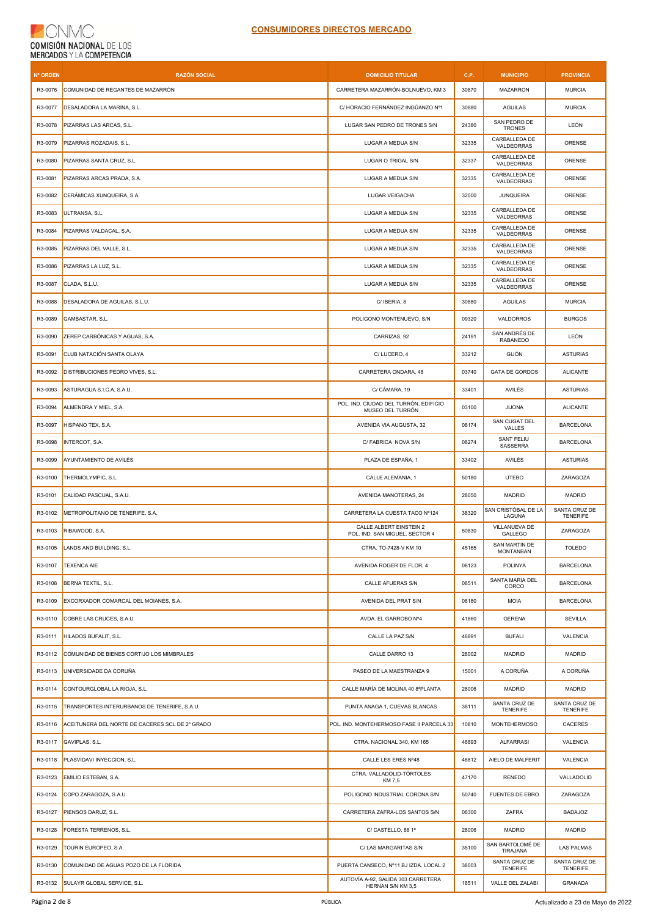## CONSUMIDORES DIRECTOS MERCADO

| Nº ORDEN | RAZÓN SOCIAL | DOMICILIO TITULAR | C.P. | MUNICIPIO | PROVINCIA |
|---|---|---|---|---|---|
| R3-0076 | COMUNIDAD DE REGANTES DE MAZARRÓN | CARRETERA MAZARRÓN-BOLNUEVO, KM 3 | 30870 | MAZARRON | MURCIA |
| R3-0077 | DESALADORA LA MARINA, S.L. | C/ HORACIO FERNÁNDEZ INGÜANZO Nº1 | 30880 | AGUILAS | MURCIA |
| R3-0078 | PIZARRAS LAS ARCAS, S.L. | LUGAR SAN PEDRO DE TRONES S/N | 24380 | SAN PEDRO DE TRONES | LEÓN |
| R3-0079 | PIZARRAS ROZADAIS, S.L. | LUGAR A MEDUA S/N | 32335 | CARBALLEDA DE VALDEORRAS | ORENSE |
| R3-0080 | PIZARRAS SANTA CRUZ, S.L. | LUGAR O TRIGAL S/N | 32337 | CARBALLEDA DE VALDEORRAS | ORENSE |
| R3-0081 | PIZARRAS ARCAS PRADA, S.A. | LUGAR A MEDUA S/N | 32335 | CARBALLEDA DE VALDEORRAS | ORENSE |
| R3-0082 | CERÁMICAS XUNQUEIRA, S.A. | LUGAR VEIGACHA | 32000 | JUNQUEIRA | ORENSE |
| R3-0083 | ULTRANSA, S.L. | LUGAR A MEDUA S/N | 32335 | CARBALLEDA DE VALDEORRAS | ORENSE |
| R3-0084 | PIZARRAS VALDACAL, S.A. | LUGAR A MEDUA S/N | 32335 | CARBALLEDA DE VALDEORRAS | ORENSE |
| R3-0085 | PIZARRAS DEL VALLE, S.L. | LUGAR A MEDUA S/N | 32335 | CARBALLEDA DE VALDEORRAS | ORENSE |
| R3-0086 | PIZARRAS LA LUZ, S.L. | LUGAR A MEDUA S/N | 32335 | CARBALLEDA DE VALDEORRAS | ORENSE |
| R3-0087 | CLADA, S.L.U. | LUGAR A MEDUA S/N | 32335 | CARBALLEDA DE VALDEORRAS | ORENSE |
| R3-0088 | DESALADORA DE AGUILAS, S.L.U. | C/ IBERIA, 8 | 30880 | AGUILAS | MURCIA |
| R3-0089 | GAMBASTAR, S.L. | POLIGONO MONTENUEVO, S/N | 09320 | VALDORROS | BURGOS |
| R3-0090 | ZEREP CARBÓNICAS Y AGUAS, S.A. | CARRIZAS, 92 | 24191 | SAN ANDRÉS DE RABANEDO | LEÓN |
| R3-0091 | CLUB NATACIÓN SANTA OLAYA | C/ LUCERO, 4 | 33212 | GIJÓN | ASTURIAS |
| R3-0092 | DISTRIBUCIONES PEDRO VIVES, S.L. | CARRETERA ONDARA, 48 | 03740 | GATA DE GORDOS | ALICANTE |
| R3-0093 | ASTURAGUA S.I.C.A, S.A.U. | C/ CÁMARA, 19 | 33401 | AVILÉS | ASTURIAS |
| R3-0094 | ALMENDRA Y MIEL, S.A. | POL. IND. CIUDAD DEL TURRÓN, EDIFICIO MUSEO DEL TURRÓN | 03100 | JIJONA | ALICANTE |
| R3-0097 | HISPANO TEX, S.A. | AVENIDA VIA AUGUSTA, 32 | 08174 | SAN CUGAT DEL VALLES | BARCELONA |
| R3-0098 | INTERCOT, S.A. | C/ FABRICA NOVA S/N | 08274 | SANT FELIU SASSERRA | BARCELONA |
| R3-0099 | AYUNTAMIENTO DE AVILÉS | PLAZA DE ESPAÑA, 1 | 33402 | AVILÉS | ASTURIAS |
| R3-0100 | THERMOLYMPIC, S.L. | CALLE ALEMANIA, 1 | 50180 | UTEBO | ZARAGOZA |
| R3-0101 | CALIDAD PASCUAL, S.A.U. | AVENIDA MANOTERAS, 24 | 28050 | MADRID | MADRID |
| R3-0102 | METROPOLITANO DE TENERIFE, S.A. | CARRETERA LA CUESTA TACO Nº124 | 38320 | SAN CRISTÓBAL DE LA LAGUNA | SANTA CRUZ DE TENERIFE |
| R3-0103 | RIBAWOOD, S.A. | CALLE ALBERT EINSTEIN 2 POL. IND. SAN MIGUEL, SECTOR 4 | 50830 | VILLANUEVA DE GALLEGO | ZARAGOZA |
| R3-0105 | LANDS AND BUILDING, S.L. | CTRA. TO-7428-V KM 10 | 45165 | SAN MARTIN DE MONTANBAN | TOLEDO |
| R3-0107 | TEXENCA AIE | AVENIDA ROGER DE FLOR, 4 | 08123 | POLINYA | BARCELONA |
| R3-0108 | BERNA TEXTIL, S.L. | CALLE AFUERAS S/N | 08511 | SANTA MARIA DEL CORCO | BARCELONA |
| R3-0109 | EXCORXADOR COMARCAL DEL MOIANES, S.A. | AVENIDA DEL PRAT S/N | 08180 | MOIA | BARCELONA |
| R3-0110 | COBRE LAS CRUCES, S.A.U. | AVDA. EL GARROBO Nº4 | 41860 | GERENA | SEVILLA |
| R3-0111 | HILADOS BUFALIT, S.L. | CALLE LA PAZ S/N | 46891 | BUFALI | VALENCIA |
| R3-0112 | COMUNIDAD DE BIENES CORTIJO LOS MIMBRALES | CALLE DARRO 13 | 28002 | MADRID | MADRID |
| R3-0113 | UNIVERSIDADE DA CORUÑA | PASEO DE LA MAESTRANZA 9 | 15001 | A CORUÑA | A CORUÑA |
| R3-0114 | CONTOURGLOBAL LA RIOJA, S.L. | CALLE MARÍA DE MOLINA 40 8ªPLANTA | 28006 | MADRID | MADRID |
| R3-0115 | TRANSPORTES INTERURBANOS DE TENERIFE, S.A.U. | PUNTA ANAGA 1, CUEVAS BLANCAS | 38111 | SANTA CRUZ DE TENERIFE | SANTA CRUZ DE TENERIFE |
| R3-0116 | ACEITUNERA DEL NORTE DE CACERES SCL DE 2º GRADO | POL. IND. MONTEHERMOSO FASE II PARCELA 33 | 10810 | MONTEHERMOSO | CACERES |
| R3-0117 | GAVIPLAS, S.L. | CTRA. NACIONAL 340, KM 165 | 46893 | ALFARRASI | VALENCIA |
| R3-0118 | PLASVIDAVI INYECCION, S.L. | CALLE LES ERES Nº48 | 46812 | AIELO DE MALFERIT | VALENCIA |
| R3-0123 | EMILIO ESTEBAN, S.A. | CTRA. VALLADOLID-TÓRTOLES KM 7,5 | 47170 | RENEDO | VALLADOLID |
| R3-0124 | COPO ZARAGOZA, S.A.U. | POLIGONO INDUSTRIAL CORONA S/N | 50740 | FUENTES DE EBRO | ZARAGOZA |
| R3-0127 | PIENSOS DARUZ, S.L. | CARRETERA ZAFRA-LOS SANTOS S/N | 06300 | ZAFRA | BADAJOZ |
| R3-0128 | FORESTA TERRENOS, S.L. | C/ CASTELLO, 88 1ª | 28006 | MADRID | MADRID |
| R3-0129 | TOURIN EUROPEO, S.A. | C/ LAS MARGARITAS S/N | 35100 | SAN BARTOLOMÉ DE TIRAJANA | LAS PALMAS |
| R3-0130 | COMUNIDAD DE AGUAS POZO DE LA FLORIDA | PUERTA CANSECO, Nº11 BJ IZDA. LOCAL 2 | 38003 | SANTA CRUZ DE TENERIFE | SANTA CRUZ DE TENERIFE |
| R3-0132 | SULAYR GLOBAL SERVICE, S.L. | AUTOVÍA A-92, SALIDA 303 CARRETERA HERNAN S/N KM 3,5 | 18511 | VALLE DEL ZALABI | GRANADA |

PÚBLICA

Actualizado a 23 de Mayo de 2022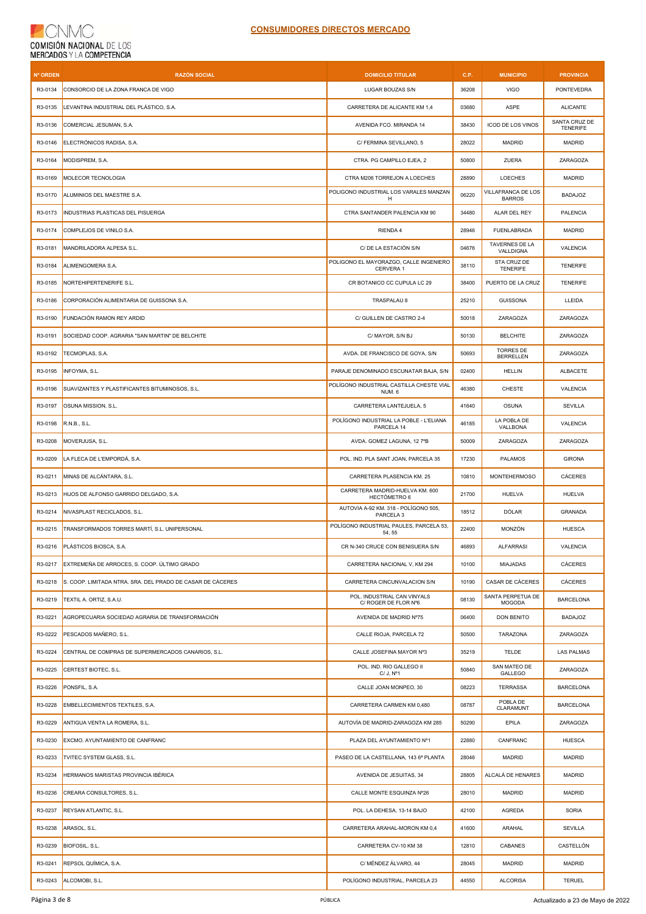## CONSUMIDORES DIRECTOS MERCADO

| Nº ORDEN | RAZÓN SOCIAL | DOMICILIO TITULAR | C.P. | MUNICIPIO | PROVINCIA |
|---|---|---|---|---|---|
| R3-0134 | CONSORCIO DE LA ZONA FRANCA DE VIGO | LUGAR BOUZAS S/N | 36208 | VIGO | PONTEVEDRA |
| R3-0135 | LEVANTINA INDUSTRIAL DEL PLÁSTICO, S.A. | CARRETERA DE ALICANTE KM 1,4 | 03680 | ASPE | ALICANTE |
| R3-0136 | COMERCIAL JESUMAN, S.A. | AVENIDA FCO. MIRANDA 14 | 38430 | ICOD DE LOS VINOS | SANTA CRUZ DE TENERIFE |
| R3-0146 | ELECTRÓNICOS RADISA, S.A. | C/ FERMINA SEVILLANO, 5 | 28022 | MADRID | MADRID |
| R3-0164 | MODISPREM, S.A. | CTRA. PG CAMPILLO EJEA, 2 | 50800 | ZUERA | ZARAGOZA |
| R3-0169 | MOLECOR TECNOLOGIA | CTRA M206 TORREJON A LOECHES | 28890 | LOECHES | MADRID |
| R3-0170 | ALUMINIOS DEL MAESTRE S.A. | POLIGONO INDUSTRIAL LOS VARALES MANZAN H | 06220 | VILLAFRANCA DE LOS BARROS | BADAJOZ |
| R3-0173 | INDUSTRIAS PLASTICAS DEL PISUERGA | CTRA SANTANDER PALENCIA KM 90 | 34480 | ALAR DEL REY | PALENCIA |
| R3-0174 | COMPLEJOS DE VINILO S.A. | RIENDA 4 | 28946 | FUENLABRADA | MADRID |
| R3-0181 | MANDRILADORA ALPESA S.L. | C/ DE LA ESTACIÓN S/N | 04676 | TAVERNES DE LA VALLDIGNA | VALENCIA |
| R3-0184 | ALIMENGOMERA S.A. | POLIGONO EL MAYORAZGO, CALLE INGENIERO CERVERA 1 | 38110 | STA CRUZ DE TENERIFE | TENERIFE |
| R3-0185 | NORTEHIPERTENERIFE S.L. | CR BOTANICO CC CUPULA LC 29 | 38400 | PUERTO DE LA CRUZ | TENERIFE |
| R3-0186 | CORPORACIÓN ALIMENTARIA DE GUISSONA S.A. | TRASPALAU 8 | 25210 | GUISSONA | LLEIDA |
| R3-0190 | FUNDACIÓN RAMON REY ARDID | C/ GUILLEN DE CASTRO 2-4 | 50018 | ZARAGOZA | ZARAGOZA |
| R3-0191 | SOCIEDAD COOP. AGRARIA "SAN MARTIN" DE BELCHITE | C/ MAYOR, S/N BJ | 50130 | BELCHITE | ZARAGOZA |
| R3-0192 | TECMOPLAS, S.A. | AVDA. DE FRANCISCO DE GOYA, S/N | 50693 | TORRES DE BERRELLEN | ZARAGOZA |
| R3-0195 | INFOYMA, S.L. | PARAJE DENOMINADO ESCUNATAR BAJA, S/N | 02400 | HELLIN | ALBACETE |
| R3-0196 | SUAVIZANTES Y PLASTIFICANTES BITUMINOSOS, S.L. | POLÍGONO INDUSTRIAL CASTILLA CHESTE VIAL NUM. 6 | 46380 | CHESTE | VALENCIA |
| R3-0197 | OSUNA MISSION, S.L. | CARRETERA LANTEJUELA, 5 | 41640 | OSUNA | SEVILLA |
| R3-0198 | R.N.B., S.L. | POLÍGONO INDUSTRIAL LA POBLE - L'ELIANA PARCELA 14 | 46185 | LA POBLA DE VALLBONA | VALENCIA |
| R3-0208 | MOVERJUSA, S.L. | AVDA. GOMEZ LAGUNA, 12 7ºB | 50009 | ZARAGOZA | ZARAGOZA |
| R3-0209 | LA FLECA DE L'EMPORDÀ, S.A. | POL. IND. PLA SANT JOAN, PARCELA 35 | 17230 | PALAMOS | GIRONA |
| R3-0211 | MINAS DE ALCÁNTARA, S.L. | CARRETERA PLASENCIA KM. 25 | 10810 | MONTEHERMOSO | CÁCERES |
| R3-0213 | HIJOS DE ALFONSO GARRIDO DELGADO, S.A. | CARRETERA MADRID-HUELVA KM. 600 HECTÓMETRO 6 | 21700 | HUELVA | HUELVA |
| R3-0214 | NIVASPLAST RECICLADOS, S.L. | AUTOVIA A-92 KM. 318 - POLÍGONO 505, PARCELA 3 | 18512 | DÓLAR | GRANADA |
| R3-0215 | TRANSFORMADOS TORRES MARTÍ, S.L. UNIPERSONAL | POLÍGONO INDUSTRIAL PAULES, PARCELA 53, 54, 55 | 22400 | MONZÓN | HUESCA |
| R3-0216 | PLÁSTICOS BIOSCA, S.A. | CR N-340 CRUCE CON BENISUERA S/N | 46893 | ALFARRASI | VALENCIA |
| R3-0217 | EXTREMEÑA DE ARROCES, S. COOP. ÚLTIMO GRADO | CARRETERA NACIONAL V, KM 294 | 10100 | MIAJADAS | CÁCERES |
| R3-0218 | S. COOP. LIMITADA NTRA. SRA. DEL PRADO DE CASAR DE CÁCERES | CARRETERA CINCUNVALACION S/N | 10190 | CASAR DE CÁCERES | CÁCERES |
| R3-0219 | TEXTIL A. ORTIZ, S.A.U. | POL. INDUSTRIAL CAN VINYALS C/ ROGER DE FLOR Nº6 | 08130 | SANTA PERPETUA DE MOGODA | BARCELONA |
| R3-0221 | AGROPECUARIA SOCIEDAD AGRARIA DE TRANSFORMACIÓN | AVENIDA DE MADRID Nº75 | 06400 | DON BENITO | BADAJOZ |
| R3-0222 | PESCADOS MAÑERO, S.L. | CALLE RIOJA, PARCELA 72 | 50500 | TARAZONA | ZARAGOZA |
| R3-0224 | CENTRAL DE COMPRAS DE SUPERMERCADOS CANARIOS, S.L. | CALLE JOSEFINA MAYOR Nº3 | 35219 | TELDE | LAS PALMAS |
| R3-0225 | CERTEST BIOTEC, S.L. | POL. IND. RIO GALLEGO II C/ J, Nº1 | 50840 | SAN MATEO DE GALLEGO | ZARAGOZA |
| R3-0226 | PONSFIL, S.A. | CALLE JOAN MONPEO, 30 | 08223 | TERRASSA | BARCELONA |
| R3-0228 | EMBELLECIMIENTOS TEXTILES, S.A. | CARRETERA CARMEN KM 0,480 | 08787 | POBLA DE CLARAMUNT | BARCELONA |
| R3-0229 | ANTIGUA VENTA LA ROMERA, S.L. | AUTOVÍA DE MADRID-ZARAGOZA KM 285 | 50290 | EPILA | ZARAGOZA |
| R3-0230 | EXCMO. AYUNTAMIENTO DE CANFRANC | PLAZA DEL AYUNTAMIENTO Nº1 | 22880 | CANFRANC | HUESCA |
| R3-0233 | TVITEC SYSTEM GLASS, S.L. | PASEO DE LA CASTELLANA, 143 6ª PLANTA | 28046 | MADRID | MADRID |
| R3-0234 | HERMANOS MARISTAS PROVINCIA IBÉRICA | AVENIDA DE JESUITAS, 34 | 28805 | ALCALÁ DE HENARES | MADRID |
| R3-0236 | CREARA CONSULTORES, S.L. | CALLE MONTE ESQUINZA Nº26 | 28010 | MADRID | MADRID |
| R3-0237 | REYSAN ATLANTIC, S.L. | POL. LA DEHESA, 13-14 BAJO | 42100 | AGREDA | SORIA |
| R3-0238 | ARASOL, S.L. | CARRETERA ARAHAL-MORON KM 0,4 | 41600 | ARAHAL | SEVILLA |
| R3-0239 | BIOFOSIL, S.L. | CARRETERA CV-10 KM 38 | 12810 | CABANES | CASTELLÓN |
| R3-0241 | REPSOL QUÍMICA, S.A. | C/ MÉNDEZ ÁLVARO, 44 | 28045 | MADRID | MADRID |
| R3-0243 | ALCOMOBI, S.L. | POLÍGONO INDUSTRIAL, PARCELA 23 | 44550 | ALCORISA | TERUEL |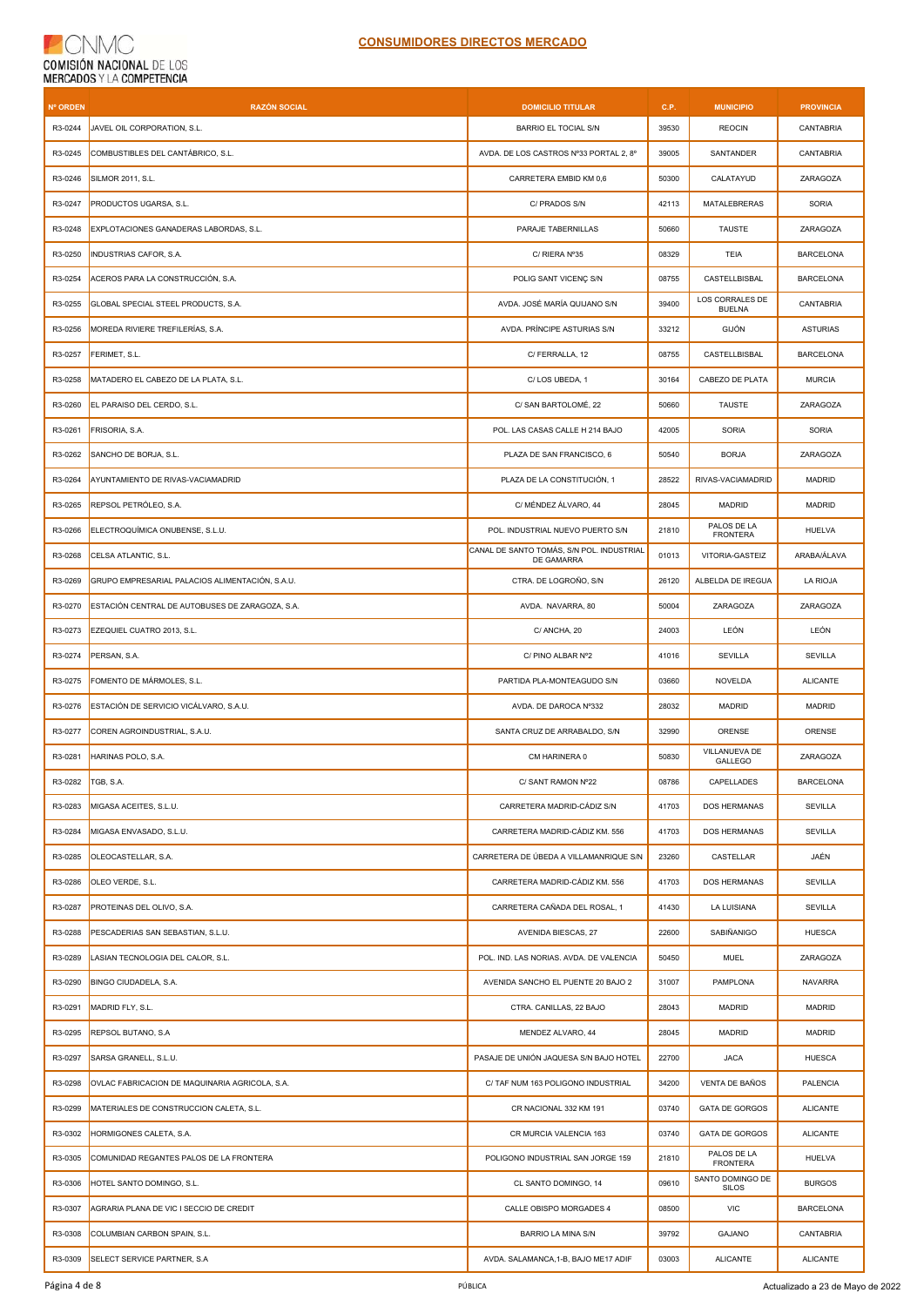## CONSUMIDORES DIRECTOS MERCADO

| Nº ORDEN | RAZÓN SOCIAL | DOMICILIO TITULAR | C.P. | MUNICIPIO | PROVINCIA |
|---|---|---|---|---|---|
| R3-0244 | JAVEL OIL CORPORATION, S.L. | BARRIO EL TOCIAL S/N | 39530 | REOCIN | CANTABRIA |
| R3-0245 | COMBUSTIBLES DEL CANTÁBRICO, S.L. | AVDA. DE LOS CASTROS Nº33 PORTAL 2, 8º | 39005 | SANTANDER | CANTABRIA |
| R3-0246 | SILMOR 2011, S.L. | CARRETERA EMBID KM 0,6 | 50300 | CALATAYUD | ZARAGOZA |
| R3-0247 | PRODUCTOS UGARSA, S.L. | C/ PRADOS S/N | 42113 | MATALEBRERAS | SORIA |
| R3-0248 | EXPLOTACIONES GANADERAS LABORDAS, S.L. | PARAJE TABERNILLAS | 50660 | TAUSTE | ZARAGOZA |
| R3-0250 | INDUSTRIAS CAFOR, S.A. | C/ RIERA Nº35 | 08329 | TEIA | BARCELONA |
| R3-0254 | ACEROS PARA LA CONSTRUCCIÓN, S.A. | POLIG SANT VICENÇ S/N | 08755 | CASTELLBISBAL | BARCELONA |
| R3-0255 | GLOBAL SPECIAL STEEL PRODUCTS, S.A. | AVDA. JOSÉ MARÍA QUIJANO S/N | 39400 | LOS CORRALES DE BUELNA | CANTABRIA |
| R3-0256 | MOREDA RIVIERE TREFILERÍAS, S.A. | AVDA. PRÍNCIPE ASTURIAS S/N | 33212 | GIJÓN | ASTURIAS |
| R3-0257 | FERIMET, S.L. | C/ FERRALLA, 12 | 08755 | CASTELLBISBAL | BARCELONA |
| R3-0258 | MATADERO EL CABEZO DE LA PLATA, S.L. | C/ LOS UBEDA, 1 | 30164 | CABEZO DE PLATA | MURCIA |
| R3-0260 | EL PARAISO DEL CERDO, S.L. | C/ SAN BARTOLOMÉ, 22 | 50660 | TAUSTE | ZARAGOZA |
| R3-0261 | FRISORIA, S.A. | POL. LAS CASAS CALLE H 214 BAJO | 42005 | SORIA | SORIA |
| R3-0262 | SANCHO DE BORJA, S.L. | PLAZA DE SAN FRANCISCO, 6 | 50540 | BORJA | ZARAGOZA |
| R3-0264 | AYUNTAMIENTO DE RIVAS-VACIAMADRID | PLAZA DE LA CONSTITUCIÓN, 1 | 28522 | RIVAS-VACIAMADRID | MADRID |
| R3-0265 | REPSOL PETRÓLEO, S.A. | C/ MÉNDEZ ÁLVARO, 44 | 28045 | MADRID | MADRID |
| R3-0266 | ELECTROQUÍMICA ONUBENSE, S.L.U. | POL. INDUSTRIAL NUEVO PUERTO S/N | 21810 | PALOS DE LA FRONTERA | HUELVA |
| R3-0268 | CELSA ATLANTIC, S.L. | CANAL DE SANTO TOMÁS, S/N POL. INDUSTRIAL DE GAMARRA | 01013 | VITORIA-GASTEIZ | ARABA/ÁLAVA |
| R3-0269 | GRUPO EMPRESARIAL PALACIOS ALIMENTACIÓN, S.A.U. | CTRA. DE LOGROÑO, S/N | 26120 | ALBELDA DE IREGUA | LA RIOJA |
| R3-0270 | ESTACIÓN CENTRAL DE AUTOBUSES DE ZARAGOZA, S.A. | AVDA. NAVARRA, 80 | 50004 | ZARAGOZA | ZARAGOZA |
| R3-0273 | EZEQUIEL CUATRO 2013, S.L. | C/ ANCHA, 20 | 24003 | LEÓN | LEÓN |
| R3-0274 | PERSAN, S.A. | C/ PINO ALBAR Nº2 | 41016 | SEVILLA | SEVILLA |
| R3-0275 | FOMENTO DE MÁRMOLES, S.L. | PARTIDA PLA-MONTEAGUDO S/N | 03660 | NOVELDA | ALICANTE |
| R3-0276 | ESTACIÓN DE SERVICIO VICÁLVARO, S.A.U. | AVDA. DE DAROCA Nº332 | 28032 | MADRID | MADRID |
| R3-0277 | COREN AGROINDUSTRIAL, S.A.U. | SANTA CRUZ DE ARRABALDO, S/N | 32990 | ORENSE | ORENSE |
| R3-0281 | HARINAS POLO, S.A. | CM HARINERA 0 | 50830 | VILLANUEVA DE GALLEGO | ZARAGOZA |
| R3-0282 | TGB, S.A. | C/ SANT RAMON Nº22 | 08786 | CAPELLADES | BARCELONA |
| R3-0283 | MIGASA ACEITES, S.L.U. | CARRETERA MADRID-CÁDIZ S/N | 41703 | DOS HERMANAS | SEVILLA |
| R3-0284 | MIGASA ENVASADO, S.L.U. | CARRETERA MADRID-CÁDIZ KM. 556 | 41703 | DOS HERMANAS | SEVILLA |
| R3-0285 | OLEOCASTELLAR, S.A. | CARRETERA DE ÚBEDA A VILLAMANRIQUE S/N | 23260 | CASTELLAR | JAÉN |
| R3-0286 | OLEO VERDE, S.L. | CARRETERA MADRID-CÁDIZ KM. 556 | 41703 | DOS HERMANAS | SEVILLA |
| R3-0287 | PROTEINAS DEL OLIVO, S.A. | CARRETERA CAÑADA DEL ROSAL, 1 | 41430 | LA LUISIANA | SEVILLA |
| R3-0288 | PESCADERIAS SAN SEBASTIAN, S.L.U. | AVENIDA BIESCAS, 27 | 22600 | SABIÑANIGO | HUESCA |
| R3-0289 | LASIAN TECNOLOGIA DEL CALOR, S.L. | POL. IND. LAS NORIAS. AVDA. DE VALENCIA | 50450 | MUEL | ZARAGOZA |
| R3-0290 | BINGO CIUDADELA, S.A. | AVENIDA SANCHO EL PUENTE 20 BAJO 2 | 31007 | PAMPLONA | NAVARRA |
| R3-0291 | MADRID FLY, S.L. | CTRA. CANILLAS, 22 BAJO | 28043 | MADRID | MADRID |
| R3-0295 | REPSOL BUTANO, S.A | MENDEZ ALVARO, 44 | 28045 | MADRID | MADRID |
| R3-0297 | SARSA GRANELL, S.L.U. | PASAJE DE UNIÓN JAQUESA S/N BAJO HOTEL | 22700 | JACA | HUESCA |
| R3-0298 | OVLAC FABRICACION DE MAQUINARIA AGRICOLA, S.A. | C/ TAF NUM 163 POLIGONO INDUSTRIAL | 34200 | VENTA DE BAÑOS | PALENCIA |
| R3-0299 | MATERIALES DE CONSTRUCCION CALETA, S.L. | CR NACIONAL 332 KM 191 | 03740 | GATA DE GORGOS | ALICANTE |
| R3-0302 | HORMIGONES CALETA, S.A. | CR MURCIA VALENCIA 163 | 03740 | GATA DE GORGOS | ALICANTE |
| R3-0305 | COMUNIDAD REGANTES PALOS DE LA FRONTERA | POLIGONO INDUSTRIAL SAN JORGE 159 | 21810 | PALOS DE LA FRONTERA | HUELVA |
| R3-0306 | HOTEL SANTO DOMINGO, S.L. | CL SANTO DOMINGO, 14 | 09610 | SANTO DOMINGO DE SILOS | BURGOS |
| R3-0307 | AGRARIA PLANA DE VIC I SECCIO DE CREDIT | CALLE OBISPO MORGADES 4 | 08500 | VIC | BARCELONA |
| R3-0308 | COLUMBIAN CARBON SPAIN, S.L. | BARRIO LA MINA S/N | 39792 | GAJANO | CANTABRIA |
| R3-0309 | SELECT SERVICE PARTNER, S.A | AVDA. SALAMANCA,1-B, BAJO ME17 ADIF | 03003 | ALICANTE | ALICANTE |

PÚBLICA

Actualizado a 23 de Mayo de 2022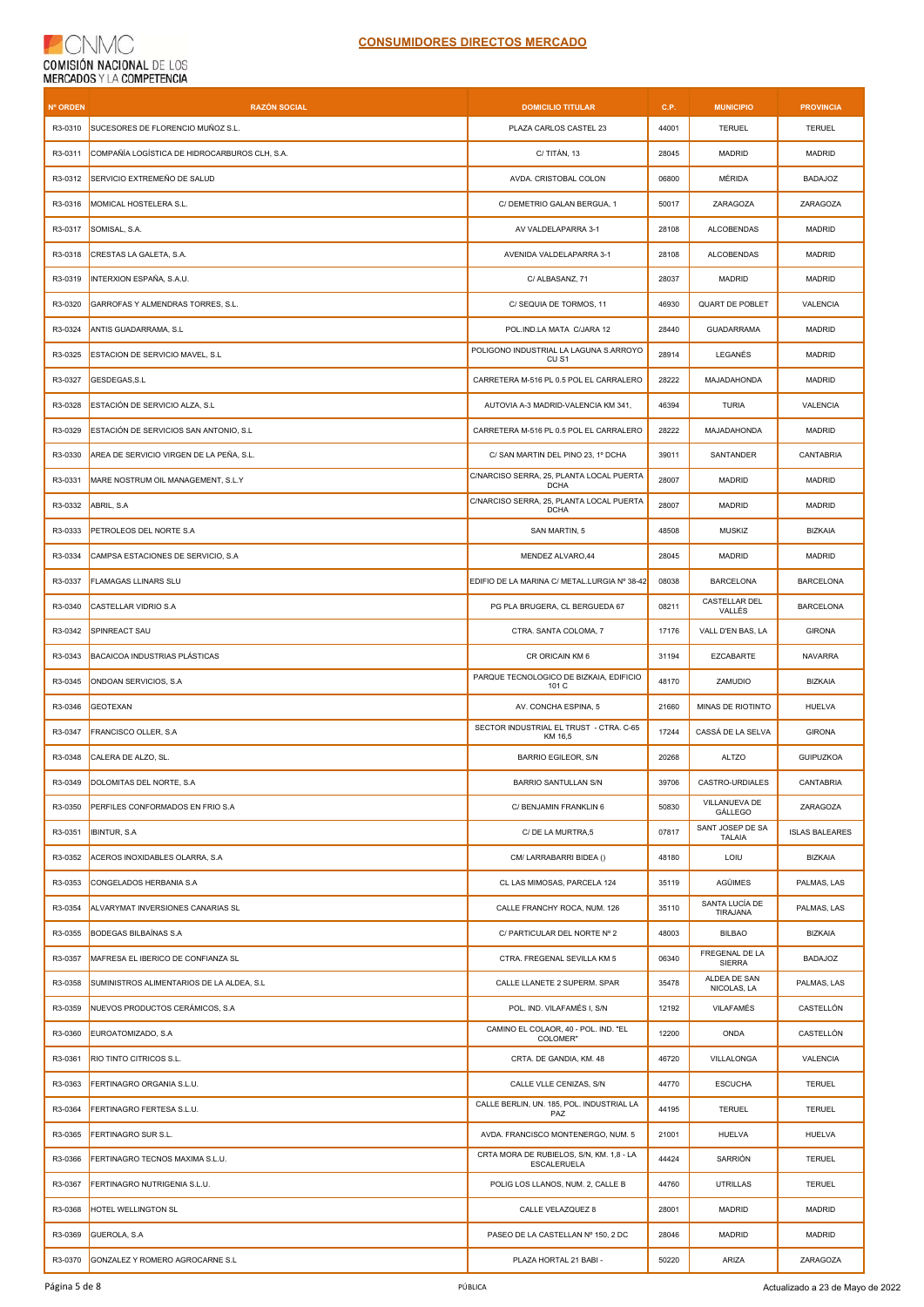## CONSUMIDORES DIRECTOS MERCADO

| Nº ORDEN | RAZÓN SOCIAL | DOMICILIO TITULAR | C.P. | MUNICIPIO | PROVINCIA |
|---|---|---|---|---|---|
| R3-0310 | SUCESORES DE FLORENCIO MUÑOZ S.L. | PLAZA CARLOS CASTEL 23 | 44001 | TERUEL | TERUEL |
| R3-0311 | COMPAÑÍA LOGÍSTICA DE HIDROCARBUROS CLH, S.A. | C/ TITÁN, 13 | 28045 | MADRID | MADRID |
| R3-0312 | SERVICIO EXTREMEÑO DE SALUD | AVDA. CRISTOBAL COLON | 06800 | MÉRIDA | BADAJOZ |
| R3-0316 | MOMICAL HOSTELERA S.L. | C/ DEMETRIO GALAN BERGUA, 1 | 50017 | ZARAGOZA | ZARAGOZA |
| R3-0317 | SOMISAL, S.A. | AV VALDELAPARRA 3-1 | 28108 | ALCOBENDAS | MADRID |
| R3-0318 | CRESTAS LA GALETA, S.A. | AVENIDA VALDELAPARRA 3-1 | 28108 | ALCOBENDAS | MADRID |
| R3-0319 | INTERXION ESPAÑA, S.A.U. | C/ ALBASANZ, 71 | 28037 | MADRID | MADRID |
| R3-0320 | GARROFAS Y ALMENDRAS TORRES, S.L. | C/ SEQUIA DE TORMOS, 11 | 46930 | QUART DE POBLET | VALENCIA |
| R3-0324 | ANTIS GUADARRAMA, S.L | POL.IND.LA MATA C/JARA 12 | 28440 | GUADARRAMA | MADRID |
| R3-0325 | ESTACION DE SERVICIO MAVEL, S.L | POLIGONO INDUSTRIAL LA LAGUNA S.ARROYO CU S1 | 28914 | LEGANÉS | MADRID |
| R3-0327 | GESDEGAS,S.L | CARRETERA M-516 PL 0.5 POL EL CARRALERO | 28222 | MAJADAHONDA | MADRID |
| R3-0328 | ESTACIÓN DE SERVICIO ALZA, S.L | AUTOVIA A-3 MADRID-VALENCIA KM 341, | 46394 | TURIA | VALENCIA |
| R3-0329 | ESTACIÓN DE SERVICIOS SAN ANTONIO, S.L | CARRETERA M-516 PL 0.5 POL EL CARRALERO | 28222 | MAJADAHONDA | MADRID |
| R3-0330 | AREA DE SERVICIO VIRGEN DE LA PEÑA, S.L. | C/ SAN MARTIN DEL PINO 23, 1º DCHA | 39011 | SANTANDER | CANTABRIA |
| R3-0331 | MARE NOSTRUM OIL MANAGEMENT, S.L.Y | C/NARCISO SERRA, 25, PLANTA LOCAL PUERTA DCHA | 28007 | MADRID | MADRID |
| R3-0332 | ABRIL, S.A | C/NARCISO SERRA, 25, PLANTA LOCAL PUERTA DCHA | 28007 | MADRID | MADRID |
| R3-0333 | PETROLEOS DEL NORTE S.A | SAN MARTIN, 5 | 48508 | MUSKIZ | BIZKAIA |
| R3-0334 | CAMPSA ESTACIONES DE SERVICIO, S.A | MENDEZ ALVARO,44 | 28045 | MADRID | MADRID |
| R3-0337 | FLAMAGAS LLINARS SLU | EDIFIO DE LA MARINA C/ METAL.LURGIA Nº 38-42 | 08038 | BARCELONA | BARCELONA |
| R3-0340 | CASTELLAR VIDRIO S.A | PG PLA BRUGERA, CL BERGUEDA 67 | 08211 | CASTELLAR DEL VALLÉS | BARCELONA |
| R3-0342 | SPINREACT SAU | CTRA. SANTA COLOMA, 7 | 17176 | VALL D'EN BAS, LA | GIRONA |
| R3-0343 | BACAICOA INDUSTRIAS PLÁSTICAS | CR ORICAIN KM 6 | 31194 | EZCABARTE | NAVARRA |
| R3-0345 | ONDOAN SERVICIOS, S.A | PARQUE TECNOLOGICO DE BIZKAIA, EDIFICIO 101 C | 48170 | ZAMUDIO | BIZKAIA |
| R3-0346 | GEOTEXAN | AV. CONCHA ESPINA, 5 | 21660 | MINAS DE RIOTINTO | HUELVA |
| R3-0347 | FRANCISCO OLLER, S.A | SECTOR INDUSTRIAL EL TRUST - CTRA. C-65 KM 16,5 | 17244 | CASSÁ DE LA SELVA | GIRONA |
| R3-0348 | CALERA DE ALZO, SL. | BARRIO EGILEOR, S/N | 20268 | ALTZO | GUIPUZKOA |
| R3-0349 | DOLOMITAS DEL NORTE, S.A | BARRIO SANTULLAN S/N | 39706 | CASTRO-URDIALES | CANTABRIA |
| R3-0350 | PERFILES CONFORMADOS EN FRIO S.A | C/ BENJAMIN FRANKLIN 6 | 50830 | VILLANUEVA DE GÁLLEGO | ZARAGOZA |
| R3-0351 | IBINTUR, S.A | C/ DE LA MURTRA,5 | 07817 | SANT JOSEP DE SA TALAIA | ISLAS BALEARES |
| R3-0352 | ACEROS INOXIDABLES OLARRA, S.A | CM/ LARRABARRI BIDEA () | 48180 | LOIU | BIZKAIA |
| R3-0353 | CONGELADOS HERBANIA S.A | CL LAS MIMOSAS, PARCELA 124 | 35119 | AGÜIMES | PALMAS, LAS |
| R3-0354 | ALVARYMAT INVERSIONES CANARIAS SL | CALLE FRANCHY ROCA, NUM. 126 | 35110 | SANTA LUCÍA DE TIRAJANA | PALMAS, LAS |
| R3-0355 | BODEGAS BILBAÍNAS S.A | C/ PARTICULAR DEL NORTE Nº 2 | 48003 | BILBAO | BIZKAIA |
| R3-0357 | MAFRESA EL IBERICO DE CONFIANZA SL | CTRA. FREGENAL SEVILLA KM 5 | 06340 | FREGENAL DE LA SIERRA | BADAJOZ |
| R3-0358 | SUMINISTROS ALIMENTARIOS DE LA ALDEA, S.L | CALLE LLANETE 2 SUPERM. SPAR | 35478 | ALDEA DE SAN NICOLAS, LA | PALMAS, LAS |
| R3-0359 | NUEVOS PRODUCTOS CERÁMICOS, S.A | POL. IND. VILAFAMÉS I, S/N | 12192 | VILAFAMÉS | CASTELLÓN |
| R3-0360 | EUROATOMIZADO, S.A | CAMINO EL COLAOR, 40 - POL. IND. "EL COLOMER" | 12200 | ONDA | CASTELLÓN |
| R3-0361 | RIO TINTO CITRICOS S.L. | CRTA. DE GANDIA, KM. 48 | 46720 | VILLALONGA | VALENCIA |
| R3-0363 | FERTINAGRO ORGANIA S.L.U. | CALLE VLLE CENIZAS, S/N | 44770 | ESCUCHA | TERUEL |
| R3-0364 | FERTINAGRO FERTESA S.L.U. | CALLE BERLIN, UN. 185, POL. INDUSTRIAL LA PAZ | 44195 | TERUEL | TERUEL |
| R3-0365 | FERTINAGRO SUR S.L. | AVDA. FRANCISCO MONTENERGO, NUM. 5 | 21001 | HUELVA | HUELVA |
| R3-0366 | FERTINAGRO TECNOS MAXIMA S.L.U. | CRTA MORA DE RUBIELOS, S/N, KM. 1,8 - LA ESCALERUELA | 44424 | SARRIÓN | TERUEL |
| R3-0367 | FERTINAGRO NUTRIGENIA S.L.U. | POLIG LOS LLANOS, NUM. 2, CALLE B | 44760 | UTRILLAS | TERUEL |
| R3-0368 | HOTEL WELLINGTON SL | CALLE VELAZQUEZ 8 | 28001 | MADRID | MADRID |
| R3-0369 | GUEROLA, S.A | PASEO DE LA CASTELLAN Nº 150, 2 DC | 28046 | MADRID | MADRID |
| R3-0370 | GONZALEZ Y ROMERO AGROCARNE S.L | PLAZA HORTAL 21 BABI - | 50220 | ARIZA | ZARAGOZA |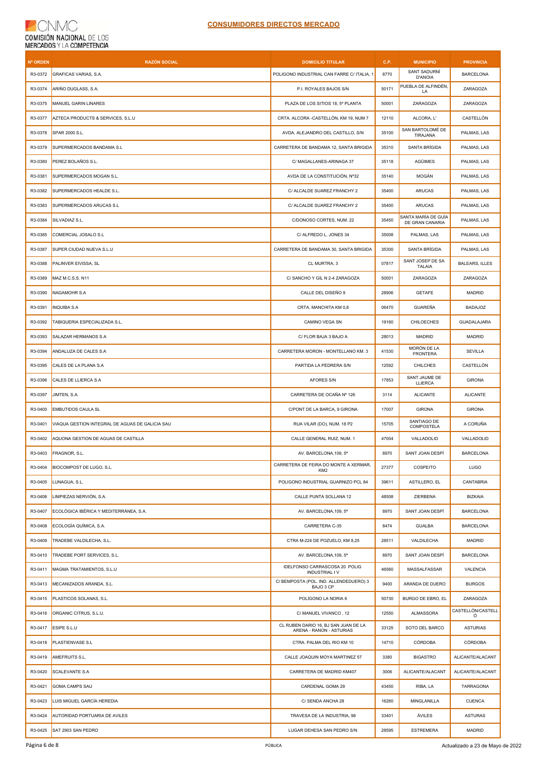## CONSUMIDORES DIRECTOS MERCADO

| Nº ORDEN | RAZÓN SOCIAL | DOMICILIO TITULAR | C.P. | MUNICIPIO | PROVINCIA |
|---|---|---|---|---|---|
| R3-0372 | GRAFICAS VARIAS, S.A. | POLIGONO INDUSTRIAL CAN FARRE C/ ITALIA, 1 | 8770 | SANT SADURNÍ D'ANOIA | BARCELONA |
| R3-0374 | ARIÑO DUGLASS, S.A. | P.I. ROYALES BAJOS S/N | 50171 | PUEBLA DE ALFINDÉN, LA | ZARAGOZA |
| R3-0375 | MANUEL GARIN LINARES | PLAZA DE LOS SITIOS 18, 5º PLANTA | 50001 | ZARAGOZA | ZARAGOZA |
| R3-0377 | AZTECA PRODUCTS & SERVICES, S.L.U | CRTA. ALCORA -CASTELLÓN, KM 19, NUM 7 | 12110 | ALCORA, L' | CASTELLÓN |
| R3-0378 | SPAR 2000 S.L. | AVDA. ALEJANDRO DEL CASTILLO, S/N | 35100 | SAN BARTOLOMÉ DE TIRAJANA | PALMAS, LAS |
| R3-0379 | SUPERMERCADOS BANDAMA S.L | CARRETERA DE BANDAMA 12, SANTA BRIGIDA | 35310 | SANTA BRÍGIDA | PALMAS, LAS |
| R3-0380 | PEREZ BOLAÑOS S.L. | C/ MAGALLANES-ARINAGA 37 | 35118 | AGÜIMES | PALMAS, LAS |
| R3-0381 | SUPERMERCADOS MOGAN S.L. | AVDA DE LA CONSTITUCIÓN, Nº32 | 35140 | MOGÁN | PALMAS, LAS |
| R3-0382 | SUPERMERCADOS HEALDE S.L. | C/ ALCALDE SUAREZ FRANCHY 2 | 35400 | ARUCAS | PALMAS, LAS |
| R3-0383 | SUPERMERCADOS ARUCAS S.L | C/ ALCALDE SUAREZ FRANCHY 2 | 35400 | ARUCAS | PALMAS, LAS |
| R3-0384 | SILVADIAZ S.L. | C/DONOSO CORTES, NUM. 22 | 35450 | SANTA MARÍA DE GUÍA DE GRAN CANARIA | PALMAS, LAS |
| R3-0385 | COMERCIAL JOSALO S.L | C/ ALFREDO L. JONES 34 | 35008 | PALMAS, LAS | PALMAS, LAS |
| R3-0387 | SUPER CIUDAD NUEVA S.L.U | CARRETERA DE BANDAMA 30, SANTA BRIGIDA | 35300 | SANTA BRÍGIDA | PALMAS, LAS |
| R3-0388 | PALINVER EIVISSA, SL | CL MURTRA, 3 | 07817 | SANT JOSEP DE SA TALAIA | BALEARS, ILLES |
| R3-0389 | MAZ M.C.S.S. N11 | C/ SANCHO Y GIL N 2-4 ZARAGOZA | 50001 | ZARAGOZA | ZARAGOZA |
| R3-0390 | NAGAMOHR S.A | CALLE DEL DISEÑO 9 | 28906 | GETAFE | MADRID |
| R3-0391 | INQUIBA S.A | CRTA. MANCHITA KM 0,8 | 06470 | GUAREÑA | BADAJOZ |
| R3-0392 | TABIQUERIA ESPECIALIZADA S.L. | CAMINO VEGA SN | 19160 | CHILOECHES | GUADALAJARA |
| R3-0393 | SALAZAR HERMANOS S.A | C/ FLOR BAJA 3 BAJO A | 28013 | MADRID | MADRID |
| R3-0394 | ANDALUZA DE CALES S.A | CARRETERA MORON - MONTELLANO KM. 3 | 41530 | MORÓN DE LA FRONTERA | SEVILLA |
| R3-0395 | CALES DE LA PLANA S.A | PARTIDA LA PEDRERA S/N | 12592 | CHILCHES | CASTELLÓN |
| R3-0396 | CALES DE LLIERCA S.A | AFORES S/N | 17853 | SANT JAUME DE LLIERCA | GIRONA |
| R3-0397 | JIMTEN, S.A. | CARRETERA DE OCAÑA Nº 126 | 3114 | ALICANTE | ALICANTE |
| R3-0400 | EMBUTIDOS CAULA SL | C/PONT DE LA BARCA, 9 GIRONA | 17007 | GIRONA | GIRONA |
| R3-0401 | VIAQUA GESTION INTEGRAL DE AGUAS DE GALICIA SAU | RUA VILAR (DO), NUM. 18 P2 | 15705 | SANTIAGO DE COMPOSTELA | A CORUÑA |
| R3-0402 | AQUONA GESTION DE AGUAS DE CASTILLA | CALLE GENERAL RUIZ, NUM. 1 | 47004 | VALLADOLID | VALLADOLID |
| R3-0403 | FRAGNOR, S.L. | AV. BARCELONA,109, 5ª | 8970 | SANT JOAN DESPÍ | BARCELONA |
| R3-0404 | BIOCOMPOST DE LUGO, S.L. | CARRETERA DE FEIRA DO MONTE A XERMAR, KM2 | 27377 | COSPEITO | LUGO |
| R3-0405 | LUNAGUA, S.L. | POLIGONO INDUSTRIAL GUARNIZO PCL 84 | 39611 | ASTILLERO, EL | CANTABRIA |
| R3-0406 | LIMPIEZAS NERVIÓN, S.A. | CALLE PUNTA SOLLANA 12 | 48508 | ZIERBENA | BIZKAIA |
| R3-0407 | ECOLÓGICA IBÉRICA Y MEDITERRÁNEA, S.A. | AV. BARCELONA,109, 5ª | 8970 | SANT JOAN DESPÍ | BARCELONA |
| R3-0408 | ECOLOGÍA QUÍMICA, S.A. | CARRETERA C-35 | 8474 | GUALBA | BARCELONA |
| R3-0409 | TRADEBE VALDILECHA, S.L. | CTRA M-224 DE POZUELO, KM 8,25 | 28511 | VALDILECHA | MADRID |
| R3-0410 | TRADEBE PORT SERVICES, S.L. | AV. BARCELONA,109, 5ª | 8970 | SANT JOAN DESPÍ | BARCELONA |
| R3-0411 | MAGMA TRATAMIENTOS, S.L.U | IDELFONSO CARRASCOSA 20 POLIG INDUSTRIAL I V | 46560 | MASSALFASSAR | VALENCIA |
| R3-0413 | MECANIZADOS ARANDA, S.L. | C/ BEMPOSTA (POL. IND. ALLENDEDUERO) 3 BAJO 3 CP | 9400 | ARANDA DE DUERO | BURGOS |
| R3-0415 | PLASTICOS SOLANAS, S.L. | POLÍGONO LA NORIA 6 | 50730 | BURGO DE EBRO, EL | ZARAGOZA |
| R3-0416 | ORGANIC CITRUS, S.L.U. | C/ MANUEL VIVANCO , 12 | 12550 | ALMASSORA | CASTELLÓN/CASTELLÓ |
| R3-0417 | ESIPE S.L.U | CL RUBEN DARIO 16, BJ SAN JUAN DE LA ARENA - RANON - ASTURIAS | 33125 | SOTO DEL BARCO | ASTURIAS |
| R3-0418 | PLASTIENVASE S.L | CTRA. PALMA DEL RIO KM 10 | 14710 | CÓRDOBA | CÓRDOBA |
| R3-0419 | AMEFRUITS S.L. | CALLE JOAQUIN MOYA MARTINEZ 57 | 3380 | BIGASTRO | ALICANTE/ALACANT |
| R3-0420 | SCALEVANTE S.A | CARRETERA DE MADRID KM407 | 3006 | ALICANTE/ALACANT | ALICANTE/ALACANT |
| R3-0421 | GOMA CAMPS SAU | CARDENAL GOMA 29 | 43450 | RIBA, LA | TARRAGONA |
| R3-0423 | LUIS MIGUEL GARCÍA HEREDIA | C/ SENDA ANCHA 28 | 16260 | MINGLANILLA | CUENCA |
| R3-0424 | AUTORIDAD PORTUARIA DE AVILES | TRAVESA DE LA INDUSTRIA, 98 | 33401 | ÁVILES | ASTURAS |
| R3-0425 | SAT 2903 SAN PEDRO | LUGAR DEHESA SAN PEDRO S/N | 28595 | ESTREMERA | MADRID |

PÚBLICA

Actualizado a 23 de Mayo de 2022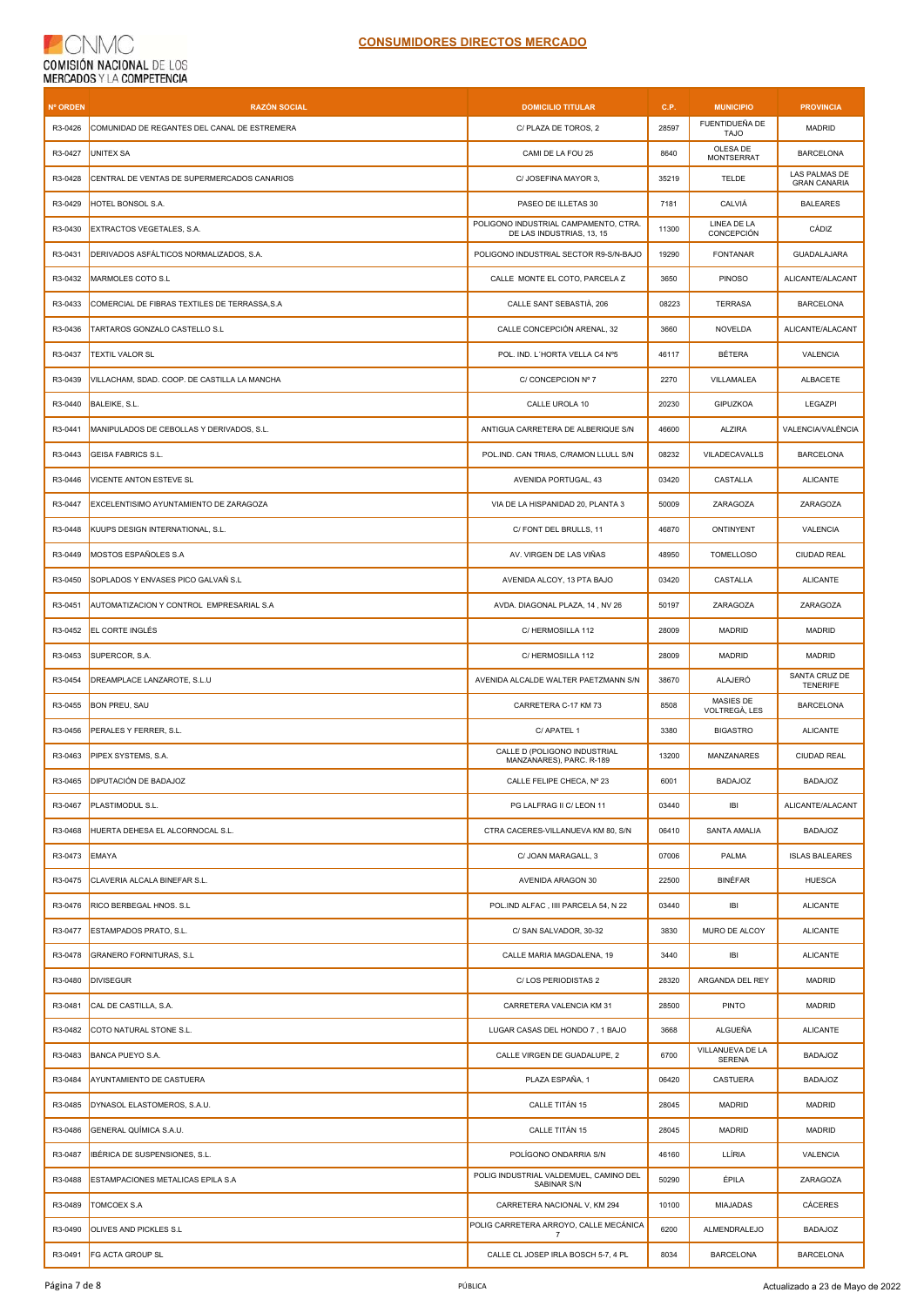CNMC COMISIÓN NACIONAL DE LOS MERCADOS Y LA COMPETENCIA

## CONSUMIDORES DIRECTOS MERCADO

| Nº ORDEN | RAZÓN SOCIAL | DOMICILIO TITULAR | C.P. | MUNICIPIO | PROVINCIA |
|---|---|---|---|---|---|
| R3-0426 | COMUNIDAD DE REGANTES DEL CANAL DE ESTREMERA | C/ PLAZA DE TOROS, 2 | 28597 | FUENTIDUEÑA DE TAJO | MADRID |
| R3-0427 | UNITEX SA | CAMI DE LA FOU 25 | 8640 | OLESA DE MONTSERRAT | BARCELONA |
| R3-0428 | CENTRAL DE VENTAS DE SUPERMERCADOS CANARIOS | C/ JOSEFINA MAYOR 3, | 35219 | TELDE | LAS PALMAS DE GRAN CANARIA |
| R3-0429 | HOTEL BONSOL S.A. | PASEO DE ILLETAS 30 | 7181 | CALVIÁ | BALEARES |
| R3-0430 | EXTRACTOS VEGETALES, S.A. | POLIGONO INDUSTRIAL CAMPAMENTO, CTRA. DE LAS INDUSTRIAS, 13, 15 | 11300 | LINEA DE LA CONCEPCIÓN | CÁDIZ |
| R3-0431 | DERIVADOS ASFÁLTICOS NORMALIZADOS, S.A. | POLIGONO INDUSTRIAL SECTOR R9-S/N-BAJO | 19290 | FONTANAR | GUADALAJARA |
| R3-0432 | MARMOLES COTO S.L | CALLE MONTE EL COTO, PARCELA Z | 3650 | PINOSO | ALICANTE/ALACANT |
| R3-0433 | COMERCIAL DE FIBRAS TEXTILES DE TERRASSA,S.A | CALLE SANT SEBASTIÁ, 206 | 08223 | TERRASA | BARCELONA |
| R3-0436 | TARTAROS GONZALO CASTELLO S.L | CALLE CONCEPCIÓN ARENAL, 32 | 3660 | NOVELDA | ALICANTE/ALACANT |
| R3-0437 | TEXTIL VALOR SL | POL. IND. L´HORTA VELLA C4 Nº5 | 46117 | BÉTERA | VALENCIA |
| R3-0439 | VILLACHAM, SDAD. COOP. DE CASTILLA LA MANCHA | C/ CONCEPCION Nº 7 | 2270 | VILLAMALEA | ALBACETE |
| R3-0440 | BALEIKE, S.L. | CALLE UROLA 10 | 20230 | GIPUZKOA | LEGAZPI |
| R3-0441 | MANIPULADOS DE CEBOLLAS Y DERIVADOS, S.L. | ANTIGUA CARRETERA DE ALBERIQUE S/N | 46600 | ALZIRA | VALENCIA/VALÈNCIA |
| R3-0443 | GEISA FABRICS S.L. | POL.IND. CAN TRIAS, C/RAMON LLULL S/N | 08232 | VILADECAVALLS | BARCELONA |
| R3-0446 | VICENTE ANTON ESTEVE SL | AVENIDA PORTUGAL, 43 | 03420 | CASTALLA | ALICANTE |
| R3-0447 | EXCELENTISIMO AYUNTAMIENTO DE ZARAGOZA | VIA DE LA HISPANIDAD 20, PLANTA 3 | 50009 | ZARAGOZA | ZARAGOZA |
| R3-0448 | KUUPS DESIGN INTERNATIONAL, S.L. | C/ FONT DEL BRULLS, 11 | 46870 | ONTINYENT | VALENCIA |
| R3-0449 | MOSTOS ESPAÑOLES S.A | AV. VIRGEN DE LAS VIÑAS | 48950 | TOMELLOSO | CIUDAD REAL |
| R3-0450 | SOPLADOS Y ENVASES PICO GALVAÑ S.L | AVENIDA ALCOY, 13 PTA BAJO | 03420 | CASTALLA | ALICANTE |
| R3-0451 | AUTOMATIZACION Y CONTROL EMPRESARIAL S.A | AVDA. DIAGONAL PLAZA, 14 , NV 26 | 50197 | ZARAGOZA | ZARAGOZA |
| R3-0452 | EL CORTE INGLÉS | C/ HERMOSILLA 112 | 28009 | MADRID | MADRID |
| R3-0453 | SUPERCOR, S.A. | C/ HERMOSILLA 112 | 28009 | MADRID | MADRID |
| R3-0454 | DREAMPLACE LANZAROTE, S.L.U | AVENIDA ALCALDE WALTER PAETZMANN S/N | 38670 | ALAJERÓ | SANTA CRUZ DE TENERIFE |
| R3-0455 | BON PREU, SAU | CARRETERA C-17 KM 73 | 8508 | MASIES DE VOLTREGÁ, LES | BARCELONA |
| R3-0456 | PERALES Y FERRER, S.L. | C/ APATEL 1 | 3380 | BIGASTRO | ALICANTE |
| R3-0463 | PIPEX SYSTEMS, S.A. | CALLE D (POLIGONO INDUSTRIAL MANZANARES), PARC. R-189 | 13200 | MANZANARES | CIUDAD REAL |
| R3-0465 | DIPUTACIÓN DE BADAJOZ | CALLE FELIPE CHECA, Nº 23 | 6001 | BADAJOZ | BADAJOZ |
| R3-0467 | PLASTIMODUL S.L. | PG LALFRAG II C/ LEON 11 | 03440 | IBI | ALICANTE/ALACANT |
| R3-0468 | HUERTA DEHESA EL ALCORNOCAL S.L. | CTRA CACERES-VILLANUEVA KM 80, S/N | 06410 | SANTA AMALIA | BADAJOZ |
| R3-0473 | EMAYA | C/ JOAN MARAGALL, 3 | 07006 | PALMA | ISLAS BALEARES |
| R3-0475 | CLAVERIA ALCALA BINEFAR S.L. | AVENIDA ARAGON 30 | 22500 | BINÉFAR | HUESCA |
| R3-0476 | RICO BERBEGAL HNOS. S.L | POL.IND ALFAC , IIII PARCELA 54, N 22 | 03440 | IBI | ALICANTE |
| R3-0477 | ESTAMPADOS PRATO, S.L. | C/ SAN SALVADOR, 30-32 | 3830 | MURO DE ALCOY | ALICANTE |
| R3-0478 | GRANERO FORNITURAS, S.L | CALLE MARIA MAGDALENA, 19 | 3440 | IBI | ALICANTE |
| R3-0480 | DIVISEGUR | C/ LOS PERIODISTAS 2 | 28320 | ARGANDA DEL REY | MADRID |
| R3-0481 | CAL DE CASTILLA, S.A. | CARRETERA VALENCIA KM 31 | 28500 | PINTO | MADRID |
| R3-0482 | COTO NATURAL STONE S.L. | LUGAR CASAS DEL HONDO 7 , 1 BAJO | 3668 | ALGUEÑA | ALICANTE |
| R3-0483 | BANCA PUEYO S.A. | CALLE VIRGEN DE GUADALUPE, 2 | 6700 | VILLANUEVA DE LA SERENA | BADAJOZ |
| R3-0484 | AYUNTAMIENTO DE CASTUERA | PLAZA ESPAÑA, 1 | 06420 | CASTUERA | BADAJOZ |
| R3-0485 | DYNASOL ELASTOMEROS, S.A.U. | CALLE TITÁN 15 | 28045 | MADRID | MADRID |
| R3-0486 | GENERAL QUÍMICA S.A.U. | CALLE TITÁN 15 | 28045 | MADRID | MADRID |
| R3-0487 | IBÉRICA DE SUSPENSIONES, S.L. | POLÍGONO ONDARRIA S/N | 46160 | LLÍRIA | VALENCIA |
| R3-0488 | ESTAMPACIONES METALICAS EPILA S.A | POLIG INDUSTRIAL VALDEMUEL, CAMINO DEL SABINAR S/N | 50290 | ÉPILA | ZARAGOZA |
| R3-0489 | TOMCOEX S.A | CARRETERA NACIONAL V, KM 294 | 10100 | MIAJADAS | CÁCERES |
| R3-0490 | OLIVES AND PICKLES S.L | POLIG CARRETERA ARROYO, CALLE MECÁNICA 7 | 6200 | ALMENDRALEJO | BADAJOZ |
| R3-0491 | FG ACTA GROUP SL | CALLE CL JOSEP IRLA BOSCH 5-7, 4 PL | 8034 | BARCELONA | BARCELONA |

PÚBLICA

Actualizado a 23 de Mayo de 2022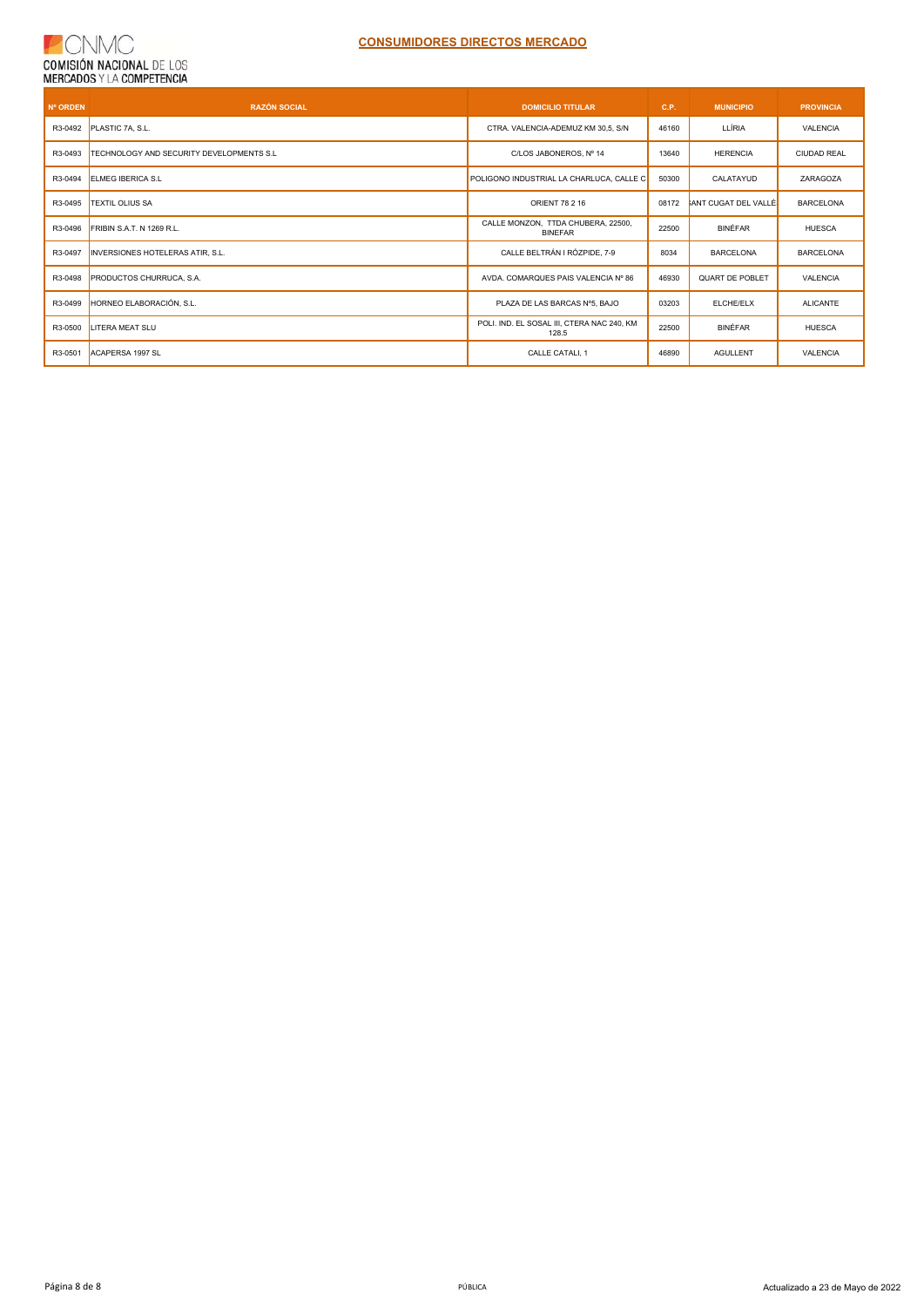## CONSUMIDORES DIRECTOS MERCADO

| Nº ORDEN | RAZÓN SOCIAL | DOMICILIO TITULAR | C.P. | MUNICIPIO | PROVINCIA |
|---|---|---|---|---|---|
| R3-0492 | PLASTIC 7A, S.L. | CTRA. VALENCIA-ADEMUZ KM 30,5, S/N | 46160 | LLÍRIA | VALENCIA |
| R3-0493 | TECHNOLOGY AND SECURITY DEVELOPMENTS S.L | C/LOS JABONEROS, Nº 14 | 13640 | HERENCIA | CIUDAD REAL |
| R3-0494 | ELMEG IBERICA S.L | POLIGONO INDUSTRIAL LA CHARLUCA, CALLE C | 50300 | CALATAYUD | ZARAGOZA |
| R3-0495 | TEXTIL OLIUS SA | ORIENT 78 2 16 | 08172 | SANT CUGAT DEL VALLÈ | BARCELONA |
| R3-0496 | FRIBIN S.A.T. N 1269 R.L. | CALLE MONZON, TTDA CHUBERA, 22500, BINEFAR | 22500 | BINÉFAR | HUESCA |
| R3-0497 | INVERSIONES HOTELERAS ATIR, S.L. | CALLE BELTRÁN I RÓZPIDE, 7-9 | 8034 | BARCELONA | BARCELONA |
| R3-0498 | PRODUCTOS CHURRUCA, S.A. | AVDA. COMARQUES PAIS VALENCIA Nº 86 | 46930 | QUART DE POBLET | VALENCIA |
| R3-0499 | HORNEO ELABORACIÓN, S.L. | PLAZA DE LAS BARCAS Nº5, BAJO | 03203 | ELCHE/ELX | ALICANTE |
| R3-0500 | LITERA MEAT SLU | POLI. IND. EL SOSAL III, CTERA NAC 240, KM 128.5 | 22500 | BINÉFAR | HUESCA |
| R3-0501 | ACAPERSA 1997 SL | CALLE CATALI, 1 | 46890 | AGULLENT | VALENCIA |

PÚBLICA

Actualizado a 23 de Mayo de 2022